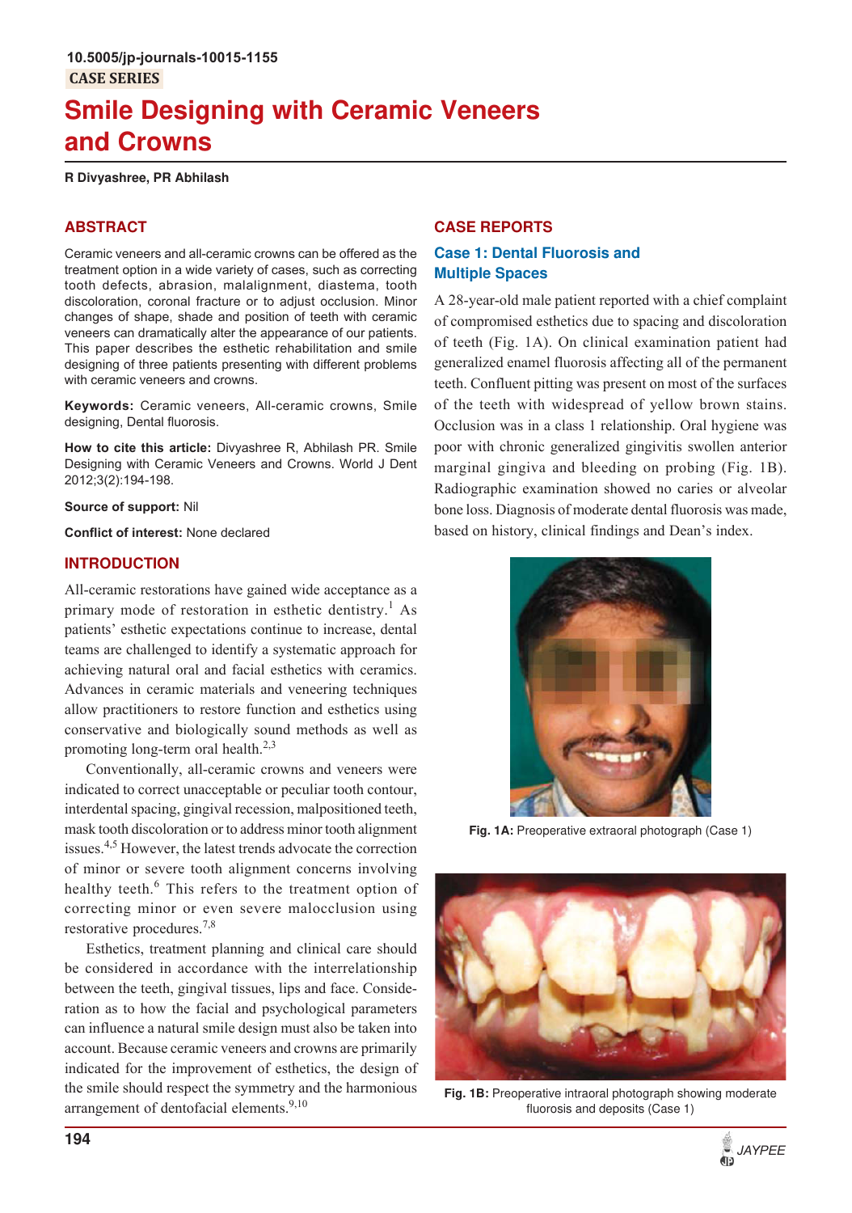10.5005/jp-journals-10015-1155

CASE SERIES

# Smile Designing with Ceramic Veneers and Crowns

**R Divyashree, PR Abhilash**

## ABSTRACT

Ceramic veneers and all-ceramic crowns can be offered as the treatment option in a wide variety of cases, such as correcting tooth defects, abrasion, malalignment, diastema, tooth discoloration, coronal fracture or to adjust occlusion. Minor changes of shape, shade and position of teeth with ceramic veneers can dramatically alter the appearance of our patients. This paper describes the esthetic rehabilitation and smile designing of three patients presenting with different problems with ceramic veneers and crowns.

**Keywords:** Ceramic veneers, All-ceramic crowns, Smile designing, Dental fluorosis.

**How to cite this article:** Divyashree R, Abhilash PR. Smile Designing with Ceramic Veneers and Crowns. World J Dent 2012;3(2):194-198.

**Source of support:** Nil

**Conflict of interest:** None declared

## INTRODUCTION

All-ceramic restorations have gained wide acceptance as a primary mode of restoration in esthetic dentistry.[1] As patients' esthetic expectations continue to increase, dental teams are challenged to identify a systematic approach for achieving natural oral and facial esthetics with ceramics. Advances in ceramic materials and veneering techniques allow practitioners to restore function and esthetics using conservative and biologically sound methods as well as promoting long-term oral health.[2,3]

Conventionally, all-ceramic crowns and veneers were indicated to correct unacceptable or peculiar tooth contour, interdental spacing, gingival recession, malpositioned teeth, mask tooth discoloration or to address minor tooth alignment issues.[4,5] However, the latest trends advocate the correction of minor or severe tooth alignment concerns involving healthy teeth.[6] This refers to the treatment option of correcting minor or even severe malocclusion using restorative procedures.[7,8]

Esthetics, treatment planning and clinical care should be considered in accordance with the interrelationship between the teeth, gingival tissues, lips and face. Consideration as to how the facial and psychological parameters can influence a natural smile design must also be taken into account. Because ceramic veneers and crowns are primarily indicated for the improvement of esthetics, the design of the smile should respect the symmetry and the harmonious arrangement of dentofacial elements.[9,10]

## CASE REPORTS

### Case 1: Dental Fluorosis and Multiple Spaces

A 28-year-old male patient reported with a chief complaint of compromised esthetics due to spacing and discoloration of teeth (Fig. 1A). On clinical examination patient had generalized enamel fluorosis affecting all of the permanent teeth. Confluent pitting was present on most of the surfaces of the teeth with widespread of yellow brown stains. Occlusion was in a class 1 relationship. Oral hygiene was poor with chronic generalized gingivitis swollen anterior marginal gingiva and bleeding on probing (Fig. 1B). Radiographic examination showed no caries or alveolar bone loss. Diagnosis of moderate dental fluorosis was made, based on history, clinical findings and Dean's index.

**Fig. 1A:** Preoperative extraoral photograph (Case 1)

**Fig. 1B:** Preoperative intraoral photograph showing moderate fluorosis and deposits (Case 1)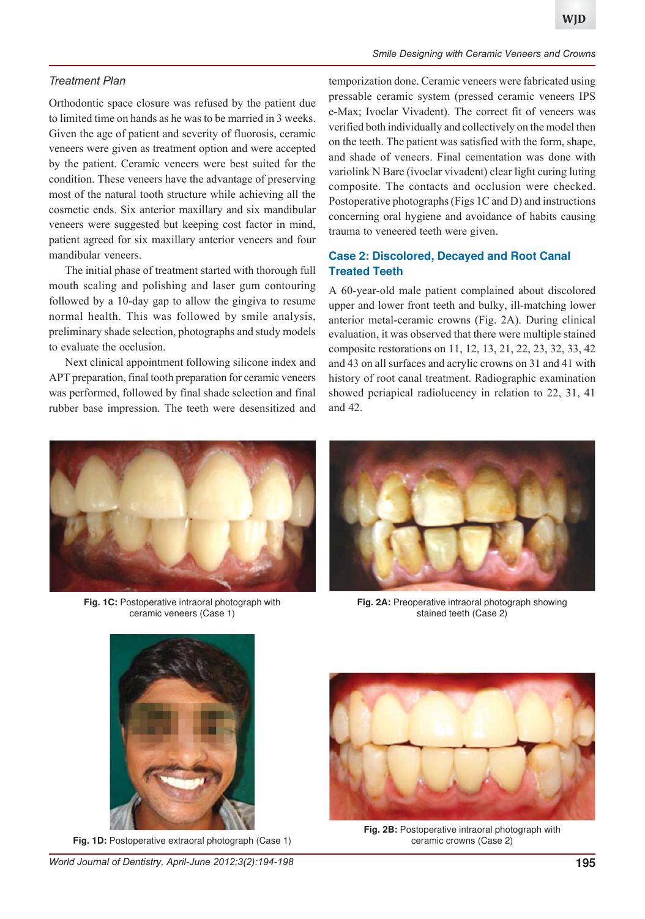### Treatment Plan

Orthodontic space closure was refused by the patient due to limited time on hands as he was to be married in 3 weeks. Given the age of patient and severity of fluorosis, ceramic veneers were given as treatment option and were accepted by the patient. Ceramic veneers were best suited for the condition. These veneers have the advantage of preserving most of the natural tooth structure while achieving all the cosmetic ends. Six anterior maxillary and six mandibular veneers were suggested but keeping cost factor in mind, patient agreed for six maxillary anterior veneers and four mandibular veneers.

The initial phase of treatment started with thorough full mouth scaling and polishing and laser gum contouring followed by a 10-day gap to allow the gingiva to resume normal health. This was followed by smile analysis, preliminary shade selection, photographs and study models to evaluate the occlusion.

Next clinical appointment following silicone index and APT preparation, final tooth preparation for ceramic veneers was performed, followed by final shade selection and final rubber base impression. The teeth were desensitized and temporization done. Ceramic veneers were fabricated using pressable ceramic system (pressed ceramic veneers IPS e-Max; Ivoclar Vivadent). The correct fit of veneers was verified both individually and collectively on the model then on the teeth. The patient was satisfied with the form, shape, and shade of veneers. Final cementation was done with variolink N Bare (ivoclar vivadent) clear light curing luting composite. The contacts and occlusion were checked. Postoperative photographs (Figs 1C and D) and instructions concerning oral hygiene and avoidance of habits causing trauma to veneered teeth were given.

## Case 2: Discolored, Decayed and Root Canal Treated Teeth

A 60-year-old male patient complained about discolored upper and lower front teeth and bulky, ill-matching lower anterior metal-ceramic crowns (Fig. 2A). During clinical evaluation, it was observed that there were multiple stained composite restorations on 11, 12, 13, 21, 22, 23, 32, 33, 42 and 43 on all surfaces and acrylic crowns on 31 and 41 with history of root canal treatment. Radiographic examination showed periapical radiolucency in relation to 22, 31, 41 and 42.

**Fig. 1C:** Postoperative intraoral photograph with ceramic veneers (Case 1)

**Fig. 2A:** Preoperative intraoral photograph showing stained teeth (Case 2)

**Fig. 1D:** Postoperative extraoral photograph (Case 1)

**Fig. 2B:** Postoperative intraoral photograph with ceramic crowns (Case 2)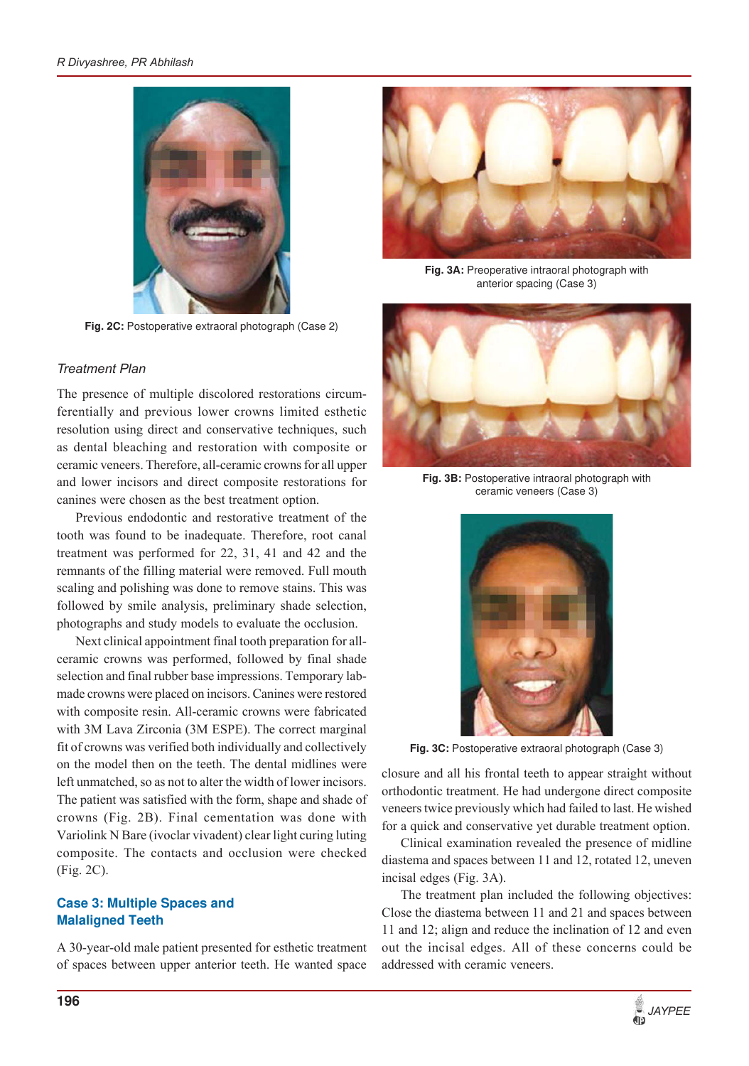Fig. 2C: Postoperative extraoral photograph (Case 2)

### *Treatment Plan*

The presence of multiple discolored restorations circumferentially and previous lower crowns limited esthetic resolution using direct and conservative techniques, such as dental bleaching and restoration with composite or ceramic veneers. Therefore, all-ceramic crowns for all upper and lower incisors and direct composite restorations for canines were chosen as the best treatment option.

Previous endodontic and restorative treatment of the tooth was found to be inadequate. Therefore, root canal treatment was performed for 22, 31, 41 and 42 and the remnants of the filling material were removed. Full mouth scaling and polishing was done to remove stains. This was followed by smile analysis, preliminary shade selection, photographs and study models to evaluate the occlusion.

Next clinical appointment final tooth preparation for all-ceramic crowns was performed, followed by final shade selection and final rubber base impressions. Temporary lab-made crowns were placed on incisors. Canines were restored with composite resin. All-ceramic crowns were fabricated with 3M Lava Zirconia (3M ESPE). The correct marginal fit of crowns was verified both individually and collectively on the model then on the teeth. The dental midlines were left unmatched, so as not to alter the width of lower incisors. The patient was satisfied with the form, shape and shade of crowns (Fig. 2B). Final cementation was done with Variolink N Bare (ivoclar vivadent) clear light curing luting composite. The contacts and occlusion were checked (Fig. 2C).

## Case 3: Multiple Spaces and Malaligned Teeth

A 30-year-old male patient presented for esthetic treatment of spaces between upper anterior teeth. He wanted space closure and all his frontal teeth to appear straight without orthodontic treatment. He had undergone direct composite veneers twice previously which had failed to last. He wished for a quick and conservative yet durable treatment option.

Clinical examination revealed the presence of midline diastema and spaces between 11 and 12, rotated 12, uneven incisal edges (Fig. 3A).

The treatment plan included the following objectives: Close the diastema between 11 and 21 and spaces between 11 and 12; align and reduce the inclination of 12 and even out the incisal edges. All of these concerns could be addressed with ceramic veneers.

Fig. 3A: Preoperative intraoral photograph with anterior spacing (Case 3)

Fig. 3B: Postoperative intraoral photograph with ceramic veneers (Case 3)

Fig. 3C: Postoperative extraoral photograph (Case 3)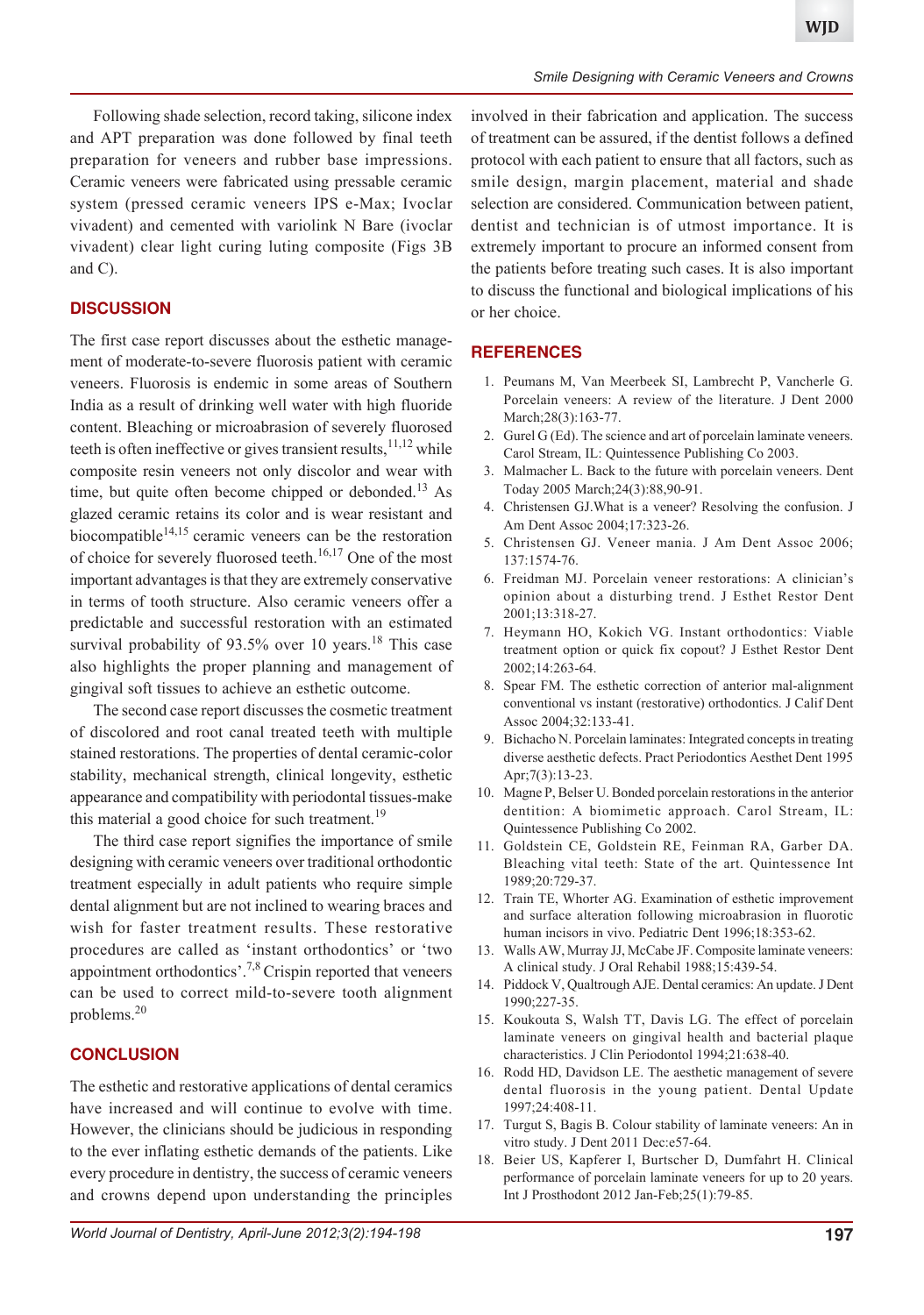Following shade selection, record taking, silicone index and APT preparation was done followed by final teeth preparation for veneers and rubber base impressions. Ceramic veneers were fabricated using pressable ceramic system (pressed ceramic veneers IPS e-Max; Ivoclar vivadent) and cemented with variolink N Bare (ivoclar vivadent) clear light curing luting composite (Figs 3B and C).

## DISCUSSION

The first case report discusses about the esthetic management of moderate-to-severe fluorosis patient with ceramic veneers. Fluorosis is endemic in some areas of Southern India as a result of drinking well water with high fluoride content. Bleaching or microabrasion of severely fluorosed teeth is often ineffective or gives transient results,[11,12] while composite resin veneers not only discolor and wear with time, but quite often become chipped or debonded.[13] As glazed ceramic retains its color and is wear resistant and biocompatible[14,15] ceramic veneers can be the restoration of choice for severely fluorosed teeth.[16,17] One of the most important advantages is that they are extremely conservative in terms of tooth structure. Also ceramic veneers offer a predictable and successful restoration with an estimated survival probability of 93.5% over 10 years.[18] This case also highlights the proper planning and management of gingival soft tissues to achieve an esthetic outcome.

The second case report discusses the cosmetic treatment of discolored and root canal treated teeth with multiple stained restorations. The properties of dental ceramic-color stability, mechanical strength, clinical longevity, esthetic appearance and compatibility with periodontal tissues-make this material a good choice for such treatment.[19]

The third case report signifies the importance of smile designing with ceramic veneers over traditional orthodontic treatment especially in adult patients who require simple dental alignment but are not inclined to wearing braces and wish for faster treatment results. These restorative procedures are called as 'instant orthodontics' or 'two appointment orthodontics'.[7,8] Crispin reported that veneers can be used to correct mild-to-severe tooth alignment problems.[20]

## CONCLUSION

The esthetic and restorative applications of dental ceramics have increased and will continue to evolve with time. However, the clinicians should be judicious in responding to the ever inflating esthetic demands of the patients. Like every procedure in dentistry, the success of ceramic veneers and crowns depend upon understanding the principles involved in their fabrication and application. The success of treatment can be assured, if the dentist follows a defined protocol with each patient to ensure that all factors, such as smile design, margin placement, material and shade selection are considered. Communication between patient, dentist and technician is of utmost importance. It is extremely important to procure an informed consent from the patients before treating such cases. It is also important to discuss the functional and biological implications of his or her choice.

## REFERENCES

1. Peumans M, Van Meerbeek SI, Lambrecht P, Vancherle G. Porcelain veneers: A review of the literature. J Dent 2000 March;28(3):163-77.
2. Gurel G (Ed). The science and art of porcelain laminate veneers. Carol Stream, IL: Quintessence Publishing Co 2003.
3. Malmacher L. Back to the future with porcelain veneers. Dent Today 2005 March;24(3):88,90-91.
4. Christensen GJ.What is a veneer? Resolving the confusion. J Am Dent Assoc 2004;17:323-26.
5. Christensen GJ. Veneer mania. J Am Dent Assoc 2006; 137:1574-76.
6. Freidman MJ. Porcelain veneer restorations: A clinician's opinion about a disturbing trend. J Esthet Restor Dent 2001;13:318-27.
7. Heymann HO, Kokich VG. Instant orthodontics: Viable treatment option or quick fix copout? J Esthet Restor Dent 2002;14:263-64.
8. Spear FM. The esthetic correction of anterior mal-alignment conventional vs instant (restorative) orthodontics. J Calif Dent Assoc 2004;32:133-41.
9. Bichacho N. Porcelain laminates: Integrated concepts in treating diverse aesthetic defects. Pract Periodontics Aesthet Dent 1995 Apr;7(3):13-23.
10. Magne P, Belser U. Bonded porcelain restorations in the anterior dentition: A biomimetic approach. Carol Stream, IL: Quintessence Publishing Co 2002.
11. Goldstein CE, Goldstein RE, Feinman RA, Garber DA. Bleaching vital teeth: State of the art. Quintessence Int 1989;20:729-37.
12. Train TE, Whorter AG. Examination of esthetic improvement and surface alteration following microabrasion in fluorotic human incisors in vivo. Pediatric Dent 1996;18:353-62.
13. Walls AW, Murray JJ, McCabe JF. Composite laminate veneers: A clinical study. J Oral Rehabil 1988;15:439-54.
14. Piddock V, Qualtrough AJE. Dental ceramics: An update. J Dent 1990;227-35.
15. Koukouta S, Walsh TT, Davis LG. The effect of porcelain laminate veneers on gingival health and bacterial plaque characteristics. J Clin Periodontol 1994;21:638-40.
16. Rodd HD, Davidson LE. The aesthetic management of severe dental fluorosis in the young patient. Dental Update 1997;24:408-11.
17. Turgut S, Bagis B. Colour stability of laminate veneers: An in vitro study. J Dent 2011 Dec:e57-64.
18. Beier US, Kapferer I, Burtscher D, Dumfahrt H. Clinical performance of porcelain laminate veneers for up to 20 years. Int J Prosthodont 2012 Jan-Feb;25(1):79-85.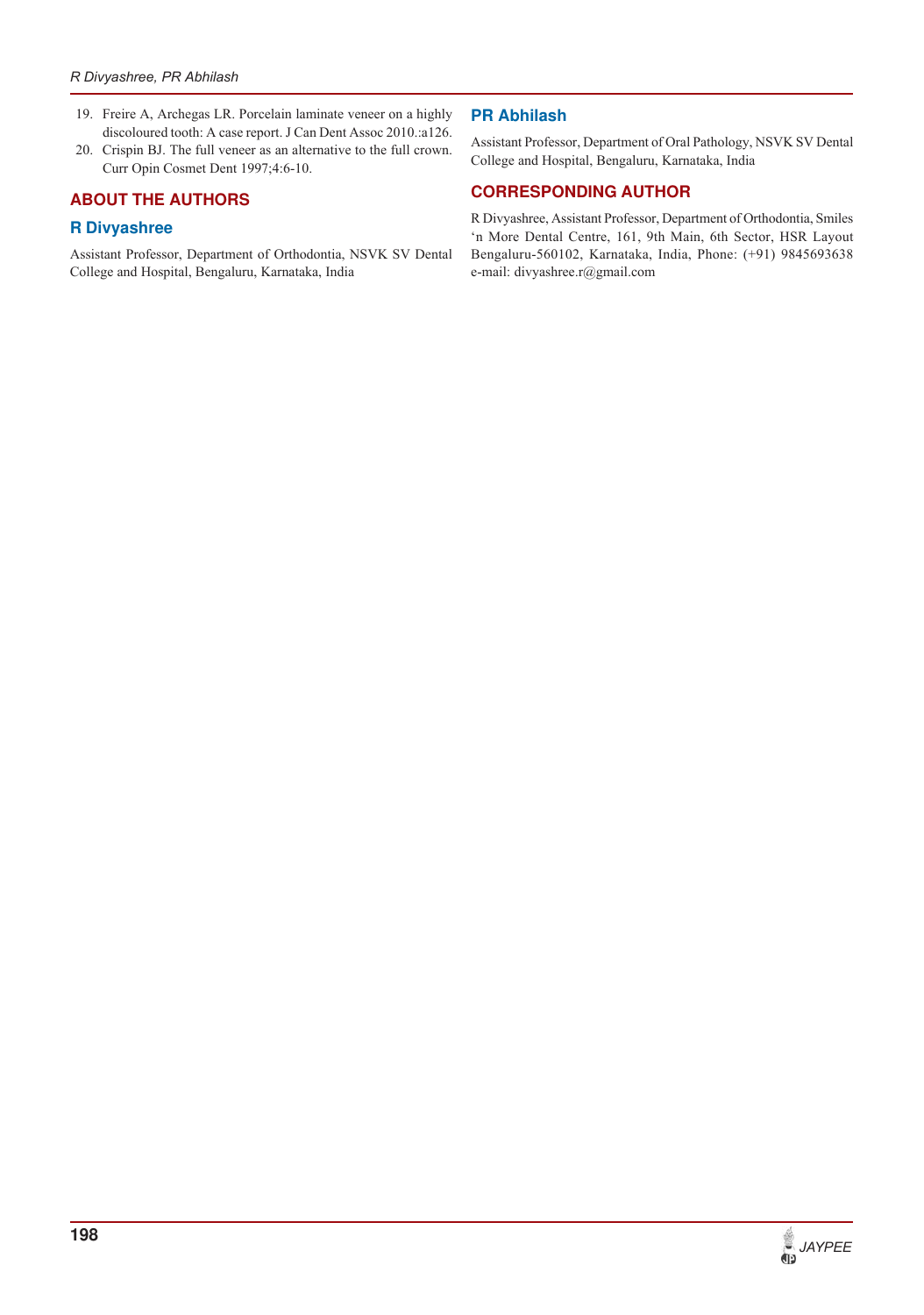19. Freire A, Archegas LR. Porcelain laminate veneer on a highly discoloured tooth: A case report. J Can Dent Assoc 2010.:a126.
20. Crispin BJ. The full veneer as an alternative to the full crown. Curr Opin Cosmet Dent 1997;4:6-10.

## ABOUT THE AUTHORS

### R Divyashree

Assistant Professor, Department of Orthodontia, NSVK SV Dental College and Hospital, Bengaluru, Karnataka, India

### PR Abhilash

Assistant Professor, Department of Oral Pathology, NSVK SV Dental College and Hospital, Bengaluru, Karnataka, India

## CORRESPONDING AUTHOR

R Divyashree, Assistant Professor, Department of Orthodontia, Smiles 'n More Dental Centre, 161, 9th Main, 6th Sector, HSR Layout Bengaluru-560102, Karnataka, India, Phone: (+91) 9845693638 e-mail: divyashree.r@gmail.com